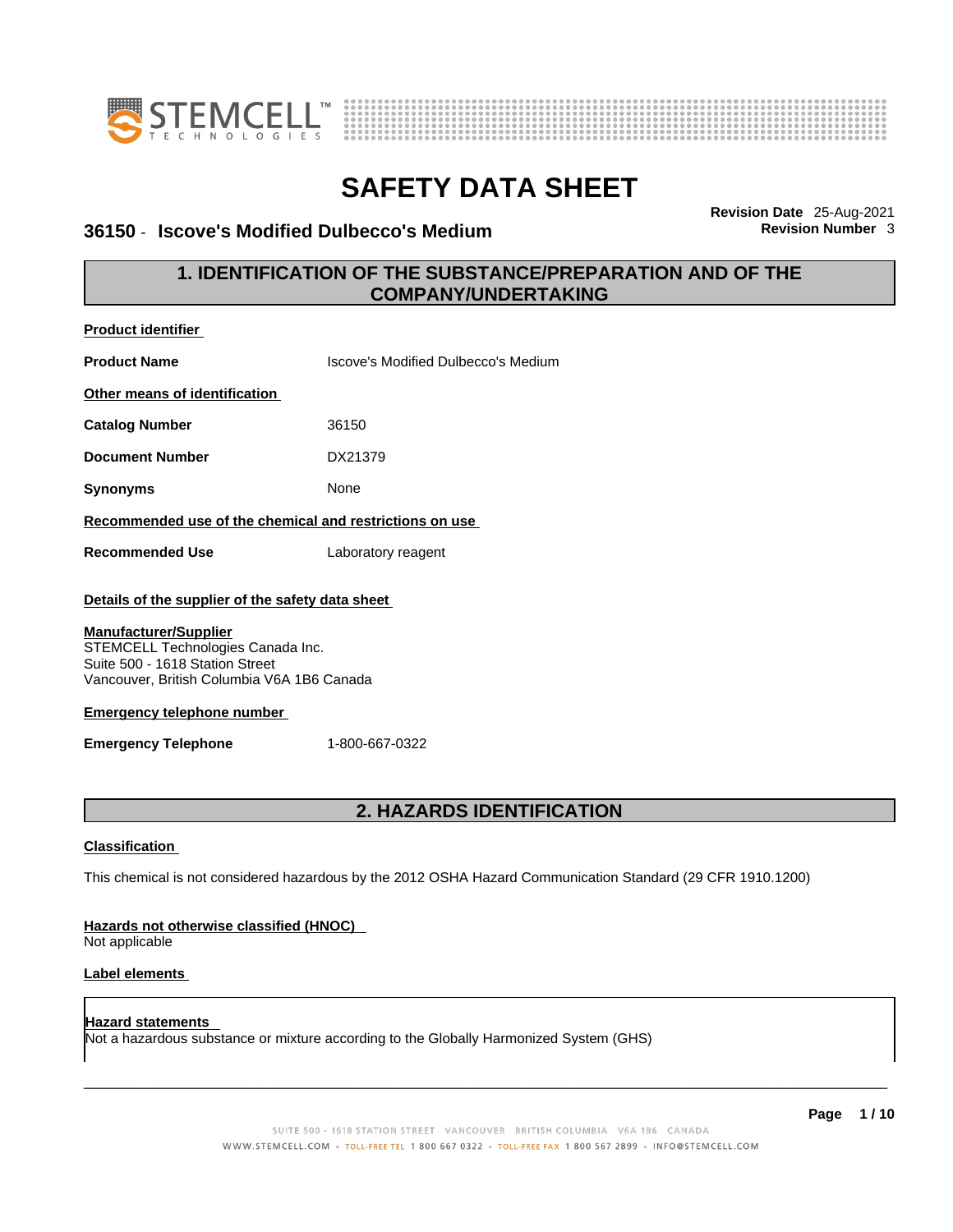# SAFETY DATA SHEET

## 36150 - Iscove's Modified Dulbecco's Medium

**Revision Date** 25-Aug-2021
**Revision Number** 3

## 1. IDENTIFICATION OF THE SUBSTANCE/PREPARATION AND OF THE COMPANY/UNDERTAKING

**Product identifier**

| | |
|---|---|
| **Product Name** | Iscove's Modified Dulbecco's Medium |

**Other means of identification**

| | |
|---|---|
| **Catalog Number** | 36150 |
| **Document Number** | DX21379 |
| **Synonyms** | None |

**Recommended use of the chemical and restrictions on use**

| | |
|---|---|
| **Recommended Use** | Laboratory reagent |

**Details of the supplier of the safety data sheet**

**Manufacturer/Supplier**
STEMCELL Technologies Canada Inc.
Suite 500 - 1618 Station Street
Vancouver, British Columbia V6A 1B6 Canada

**Emergency telephone number**

| | |
|---|---|
| **Emergency Telephone** | 1-800-667-0322 |

## 2. HAZARDS IDENTIFICATION

**Classification**

This chemical is not considered hazardous by the 2012 OSHA Hazard Communication Standard (29 CFR 1910.1200)

**Hazards not otherwise classified (HNOC)**
Not applicable

**Label elements**

**Hazard statements**
Not a hazardous substance or mixture according to the Globally Harmonized System (GHS)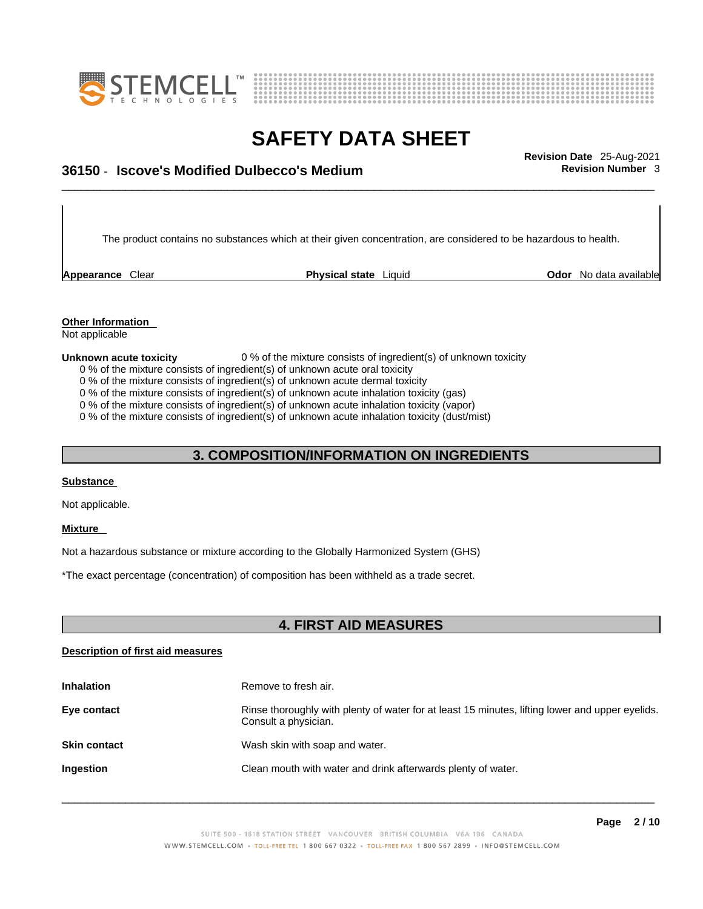The product contains no substances which at their given concentration, are considered to be hazardous to health.

**Appearance** Clear **Physical state** Liquid **Odor** No data available

**Other Information**
Not applicable

**Unknown acute toxicity** 0 % of the mixture consists of ingredient(s) of unknown toxicity

0 % of the mixture consists of ingredient(s) of unknown acute oral toxicity
0 % of the mixture consists of ingredient(s) of unknown acute dermal toxicity
0 % of the mixture consists of ingredient(s) of unknown acute inhalation toxicity (gas)
0 % of the mixture consists of ingredient(s) of unknown acute inhalation toxicity (vapor)
0 % of the mixture consists of ingredient(s) of unknown acute inhalation toxicity (dust/mist)

## 3. COMPOSITION/INFORMATION ON INGREDIENTS

**Substance**

Not applicable.

**Mixture**

Not a hazardous substance or mixture according to the Globally Harmonized System (GHS)

*The exact percentage (concentration) of composition has been withheld as a trade secret.

## 4. FIRST AID MEASURES

**Description of first aid measures**

**Inhalation** Remove to fresh air.

**Eye contact** Rinse thoroughly with plenty of water for at least 15 minutes, lifting lower and upper eyelids. Consult a physician.

**Skin contact** Wash skin with soap and water.

**Ingestion** Clean mouth with water and drink afterwards plenty of water.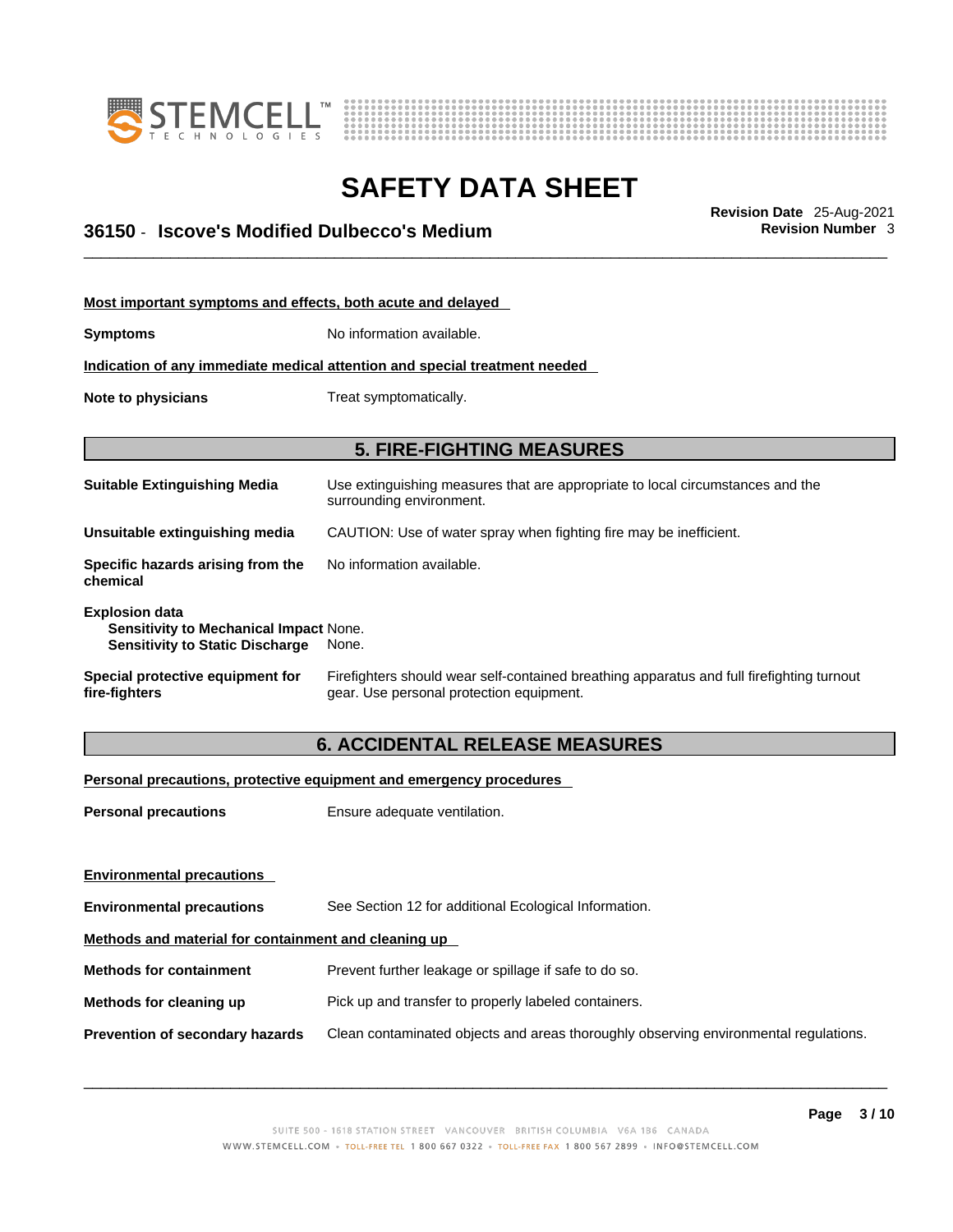**Most important symptoms and effects, both acute and delayed**

**Symptoms** No information available.

**Indication of any immediate medical attention and special treatment needed**

**Note to physicians** Treat symptomatically.

## 5. FIRE-FIGHTING MEASURES

**Suitable Extinguishing Media** Use extinguishing measures that are appropriate to local circumstances and the surrounding environment.

**Unsuitable extinguishing media** CAUTION: Use of water spray when fighting fire may be inefficient.

**Specific hazards arising from the chemical** No information available.

**Explosion data**
**Sensitivity to Mechanical Impact** None.
**Sensitivity to Static Discharge** None.

**Special protective equipment for fire-fighters** Firefighters should wear self-contained breathing apparatus and full firefighting turnout gear. Use personal protection equipment.

## 6. ACCIDENTAL RELEASE MEASURES

**Personal precautions, protective equipment and emergency procedures**

**Personal precautions** Ensure adequate ventilation.

**Environmental precautions**

**Environmental precautions** See Section 12 for additional Ecological Information.

**Methods and material for containment and cleaning up**

**Methods for containment** Prevent further leakage or spillage if safe to do so.

**Methods for cleaning up** Pick up and transfer to properly labeled containers.

**Prevention of secondary hazards** Clean contaminated objects and areas thoroughly observing environmental regulations.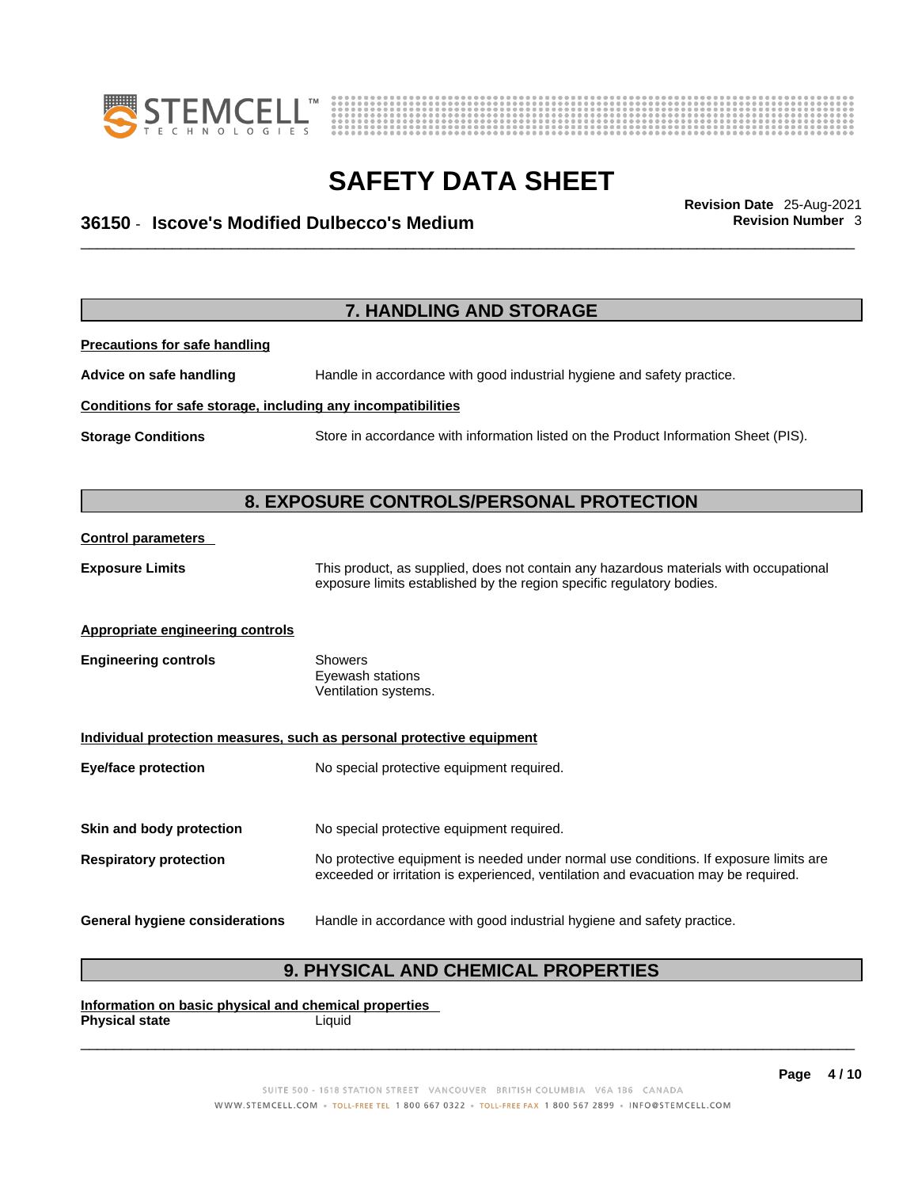## 7. HANDLING AND STORAGE

**Precautions for safe handling**

**Advice on safe handling** Handle in accordance with good industrial hygiene and safety practice.

**Conditions for safe storage, including any incompatibilities**

**Storage Conditions** Store in accordance with information listed on the Product Information Sheet (PIS).

## 8. EXPOSURE CONTROLS/PERSONAL PROTECTION

**Control parameters**

**Exposure Limits** This product, as supplied, does not contain any hazardous materials with occupational exposure limits established by the region specific regulatory bodies.

**Appropriate engineering controls**

**Engineering controls** Showers
Eyewash stations
Ventilation systems.

**Individual protection measures, such as personal protective equipment**

**Eye/face protection** No special protective equipment required.

**Skin and body protection** No special protective equipment required.

**Respiratory protection** No protective equipment is needed under normal use conditions. If exposure limits are exceeded or irritation is experienced, ventilation and evacuation may be required.

**General hygiene considerations** Handle in accordance with good industrial hygiene and safety practice.

## 9. PHYSICAL AND CHEMICAL PROPERTIES

**Information on basic physical and chemical properties**

**Physical state** Liquid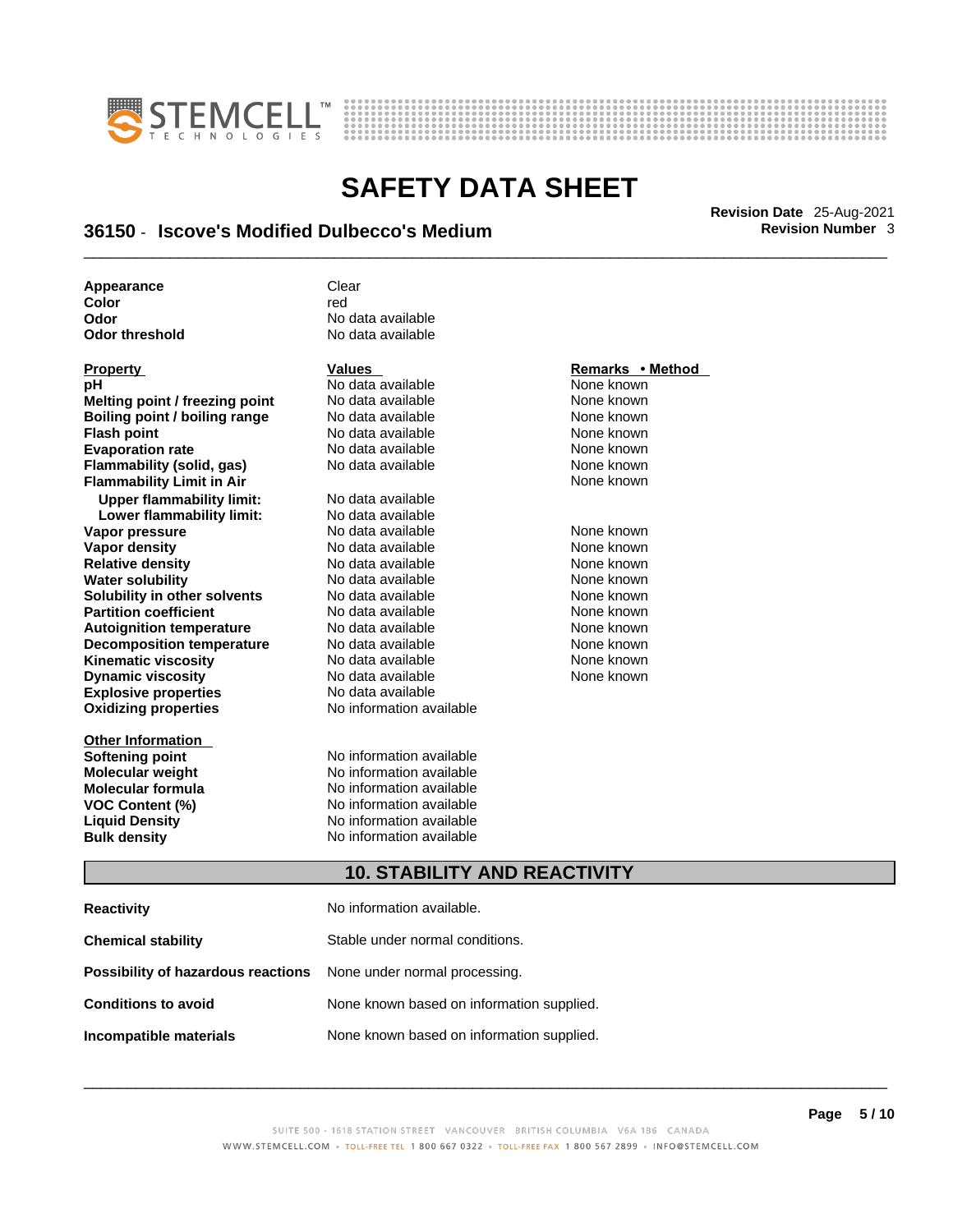| | |
|---|---|
| **Appearance** | Clear |
| **Color** | red |
| **Odor** | No data available |
| **Odor threshold** | No data available |

| **Property** | **Values** | **Remarks • Method** |
|---|---|---|
| **pH** | No data available | None known |
| **Melting point / freezing point** | No data available | None known |
| **Boiling point / boiling range** | No data available | None known |
| **Flash point** | No data available | None known |
| **Evaporation rate** | No data available | None known |
| **Flammability (solid, gas)** | No data available | None known |
| **Flammability Limit in Air** | | None known |
| **Upper flammability limit:** | No data available | |
| **Lower flammability limit:** | No data available | |
| **Vapor pressure** | No data available | None known |
| **Vapor density** | No data available | None known |
| **Relative density** | No data available | None known |
| **Water solubility** | No data available | None known |
| **Solubility in other solvents** | No data available | None known |
| **Partition coefficient** | No data available | None known |
| **Autoignition temperature** | No data available | None known |
| **Decomposition temperature** | No data available | None known |
| **Kinematic viscosity** | No data available | None known |
| **Dynamic viscosity** | No data available | None known |
| **Explosive properties** | No data available | |
| **Oxidizing properties** | No information available | |

| **Other Information** | |
|---|---|
| **Softening point** | No information available |
| **Molecular weight** | No information available |
| **Molecular formula** | No information available |
| **VOC Content (%)** | No information available |
| **Liquid Density** | No information available |
| **Bulk density** | No information available |

## 10. STABILITY AND REACTIVITY

| | |
|---|---|
| **Reactivity** | No information available. |
| **Chemical stability** | Stable under normal conditions. |
| **Possibility of hazardous reactions** | None under normal processing. |
| **Conditions to avoid** | None known based on information supplied. |
| **Incompatible materials** | None known based on information supplied. |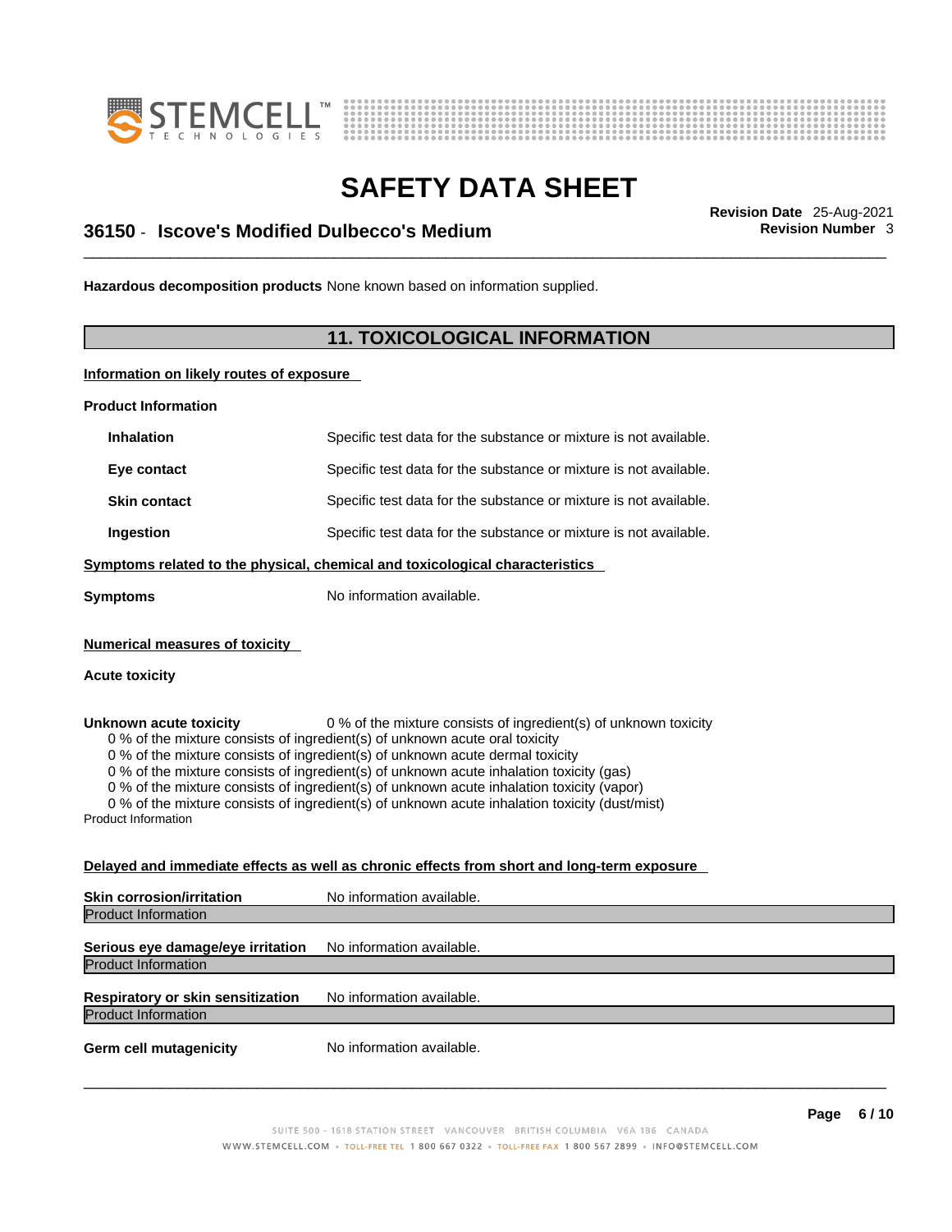**Hazardous decomposition products** None known based on information supplied.

## 11. TOXICOLOGICAL INFORMATION

**Information on likely routes of exposure**

**Product Information**

| | |
|---|---|
| **Inhalation** | Specific test data for the substance or mixture is not available. |
| **Eye contact** | Specific test data for the substance or mixture is not available. |
| **Skin contact** | Specific test data for the substance or mixture is not available. |
| **Ingestion** | Specific test data for the substance or mixture is not available. |

**Symptoms related to the physical, chemical and toxicological characteristics**

**Symptoms** No information available.

**Numerical measures of toxicity**

**Acute toxicity**

**Unknown acute toxicity** 0 % of the mixture consists of ingredient(s) of unknown toxicity

- 0 % of the mixture consists of ingredient(s) of unknown acute oral toxicity
- 0 % of the mixture consists of ingredient(s) of unknown acute dermal toxicity
- 0 % of the mixture consists of ingredient(s) of unknown acute inhalation toxicity (gas)
- 0 % of the mixture consists of ingredient(s) of unknown acute inhalation toxicity (vapor)
- 0 % of the mixture consists of ingredient(s) of unknown acute inhalation toxicity (dust/mist)

Product Information

**Delayed and immediate effects as well as chronic effects from short and long-term exposure**

**Skin corrosion/irritation** No information available.

Product Information

**Serious eye damage/eye irritation** No information available.

Product Information

**Respiratory or skin sensitization** No information available.

Product Information

**Germ cell mutagenicity** No information available.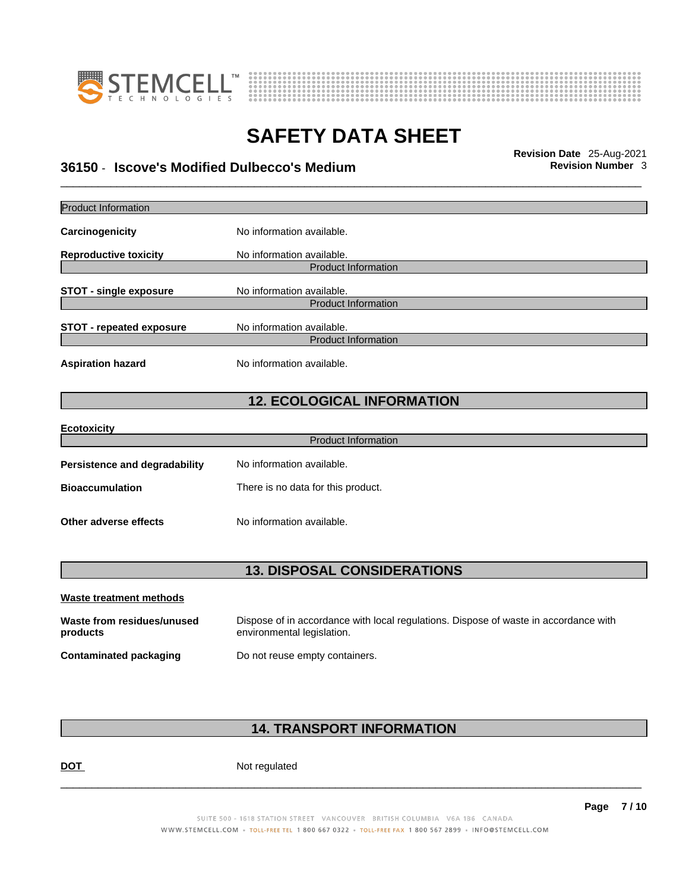Product Information

**Carcinogenicity** No information available.

**Reproductive toxicity** No information available.

Product Information

**STOT - single exposure** No information available.

Product Information

**STOT - repeated exposure** No information available.

Product Information

**Aspiration hazard** No information available.

## 12. ECOLOGICAL INFORMATION

**Ecotoxicity**

Product Information

**Persistence and degradability** No information available.

**Bioaccumulation** There is no data for this product.

**Other adverse effects** No information available.

## 13. DISPOSAL CONSIDERATIONS

**Waste treatment methods**

**Waste from residues/unused products** Dispose of in accordance with local regulations. Dispose of waste in accordance with environmental legislation.

**Contaminated packaging** Do not reuse empty containers.

## 14. TRANSPORT INFORMATION

**DOT** Not regulated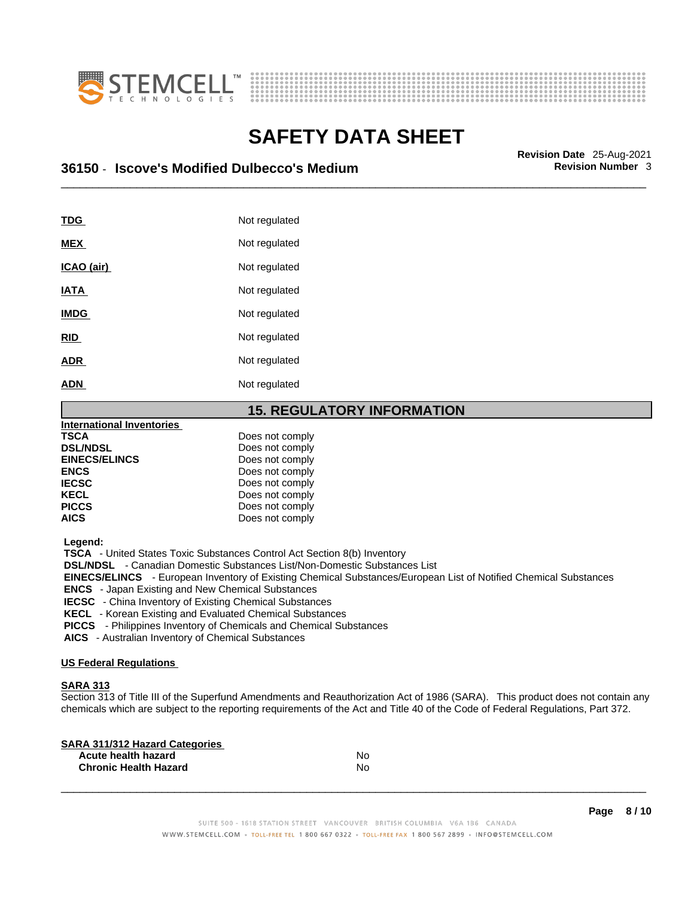| | |
|---|---|
| **TDG** | Not regulated |
| **MEX** | Not regulated |
| **ICAO (air)** | Not regulated |
| **IATA** | Not regulated |
| **IMDG** | Not regulated |
| **RID** | Not regulated |
| **ADR** | Not regulated |
| **ADN** | Not regulated |

## 15. REGULATORY INFORMATION

**International Inventories**

| | |
|---|---|
| **TSCA** | Does not comply |
| **DSL/NDSL** | Does not comply |
| **EINECS/ELINCS** | Does not comply |
| **ENCS** | Does not comply |
| **IECSC** | Does not comply |
| **KECL** | Does not comply |
| **PICCS** | Does not comply |
| **AICS** | Does not comply |

**Legend:**

**TSCA** - United States Toxic Substances Control Act Section 8(b) Inventory
**DSL/NDSL** - Canadian Domestic Substances List/Non-Domestic Substances List
**EINECS/ELINCS** - European Inventory of Existing Chemical Substances/European List of Notified Chemical Substances
**ENCS** - Japan Existing and New Chemical Substances
**IECSC** - China Inventory of Existing Chemical Substances
**KECL** - Korean Existing and Evaluated Chemical Substances
**PICCS** - Philippines Inventory of Chemicals and Chemical Substances
**AICS** - Australian Inventory of Chemical Substances

**US Federal Regulations**

**SARA 313**

Section 313 of Title III of the Superfund Amendments and Reauthorization Act of 1986 (SARA). This product does not contain any chemicals which are subject to the reporting requirements of the Act and Title 40 of the Code of Federal Regulations, Part 372.

**SARA 311/312 Hazard Categories**

| | |
|---|---|
| **Acute health hazard** | No |
| **Chronic Health Hazard** | No |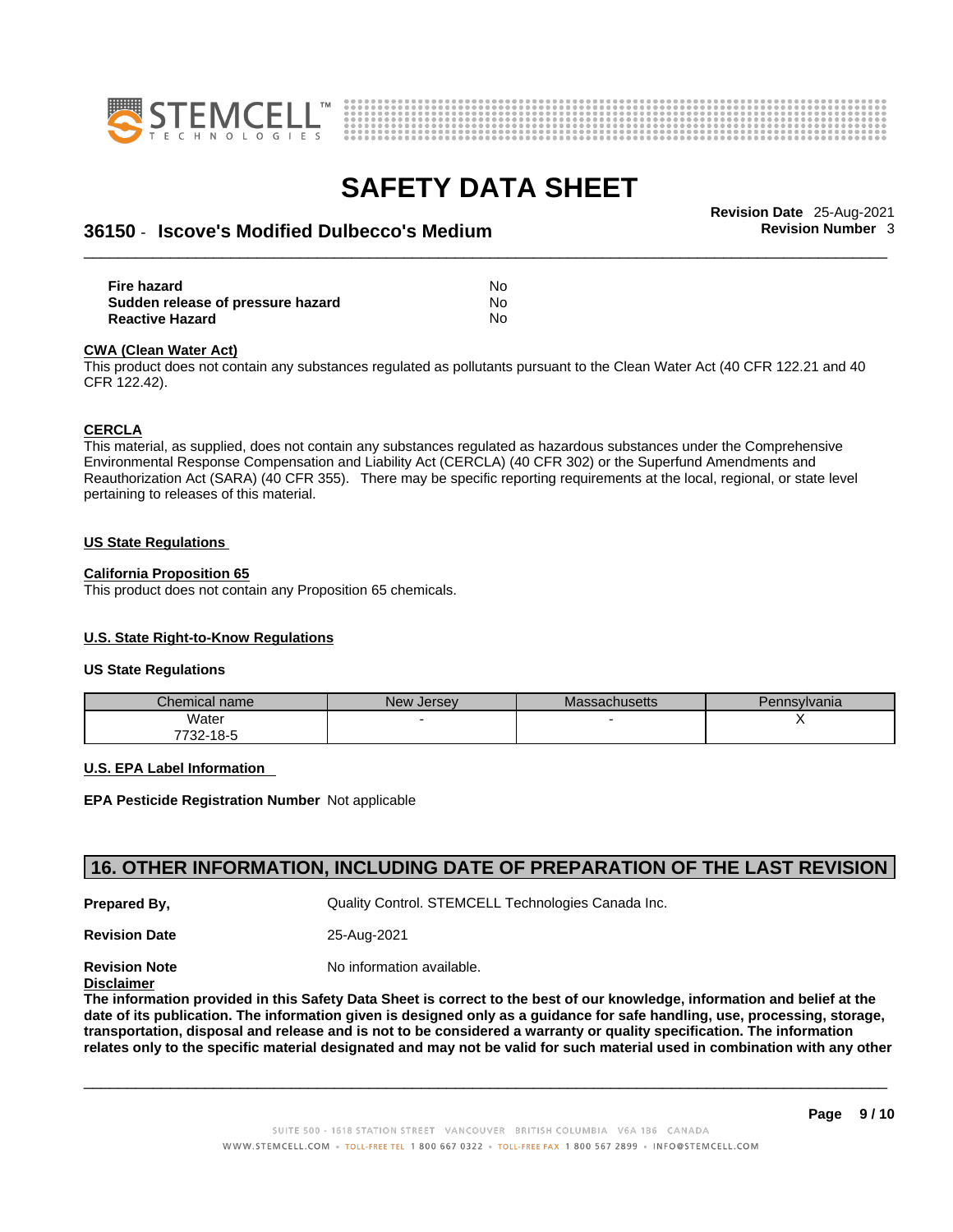| | |
|---|---|
| **Fire hazard** | No |
| **Sudden release of pressure hazard** | No |
| **Reactive Hazard** | No |

**CWA (Clean Water Act)**

This product does not contain any substances regulated as pollutants pursuant to the Clean Water Act (40 CFR 122.21 and 40 CFR 122.42).

**CERCLA**

This material, as supplied, does not contain any substances regulated as hazardous substances under the Comprehensive Environmental Response Compensation and Liability Act (CERCLA) (40 CFR 302) or the Superfund Amendments and Reauthorization Act (SARA) (40 CFR 355). There may be specific reporting requirements at the local, regional, or state level pertaining to releases of this material.

**US State Regulations**

**California Proposition 65**

This product does not contain any Proposition 65 chemicals.

**U.S. State Right-to-Know Regulations**

**US State Regulations**

| Chemical name | New Jersey | Massachusetts | Pennsylvania |
|---|---|---|---|
| Water 7732-18-5 | - | - | X |

**U.S. EPA Label Information**

**EPA Pesticide Registration Number** Not applicable

## 16. OTHER INFORMATION, INCLUDING DATE OF PREPARATION OF THE LAST REVISION

**Prepared By,** Quality Control. STEMCELL Technologies Canada Inc.

**Revision Date** 25-Aug-2021

**Revision Note** No information available.

**Disclaimer**

**The information provided in this Safety Data Sheet is correct to the best of our knowledge, information and belief at the date of its publication. The information given is designed only as a guidance for safe handling, use, processing, storage, transportation, disposal and release and is not to be considered a warranty or quality specification. The information relates only to the specific material designated and may not be valid for such material used in combination with any other**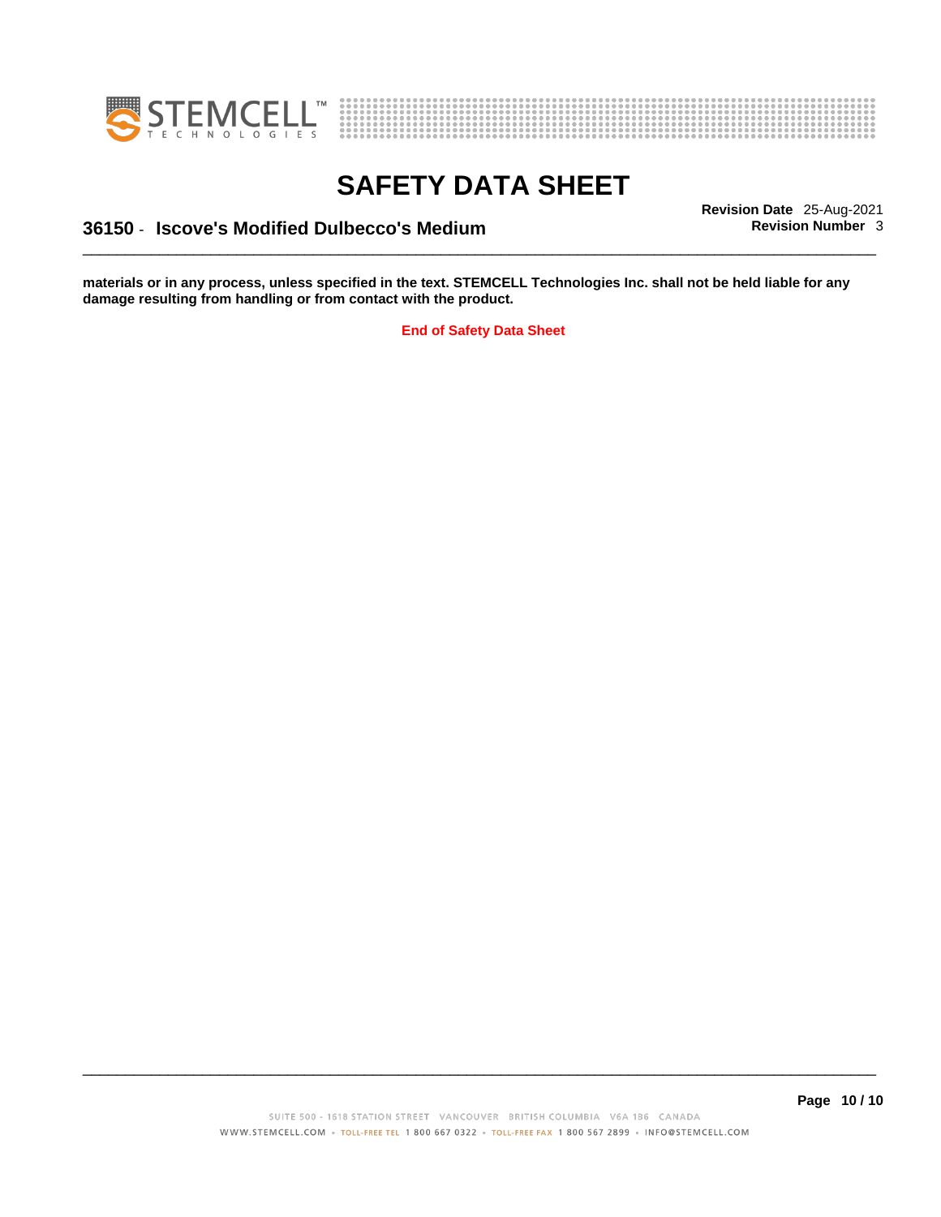**materials or in any process, unless specified in the text. STEMCELL Technologies Inc. shall not be held liable for any damage resulting from handling or from contact with the product.**

**End of Safety Data Sheet**